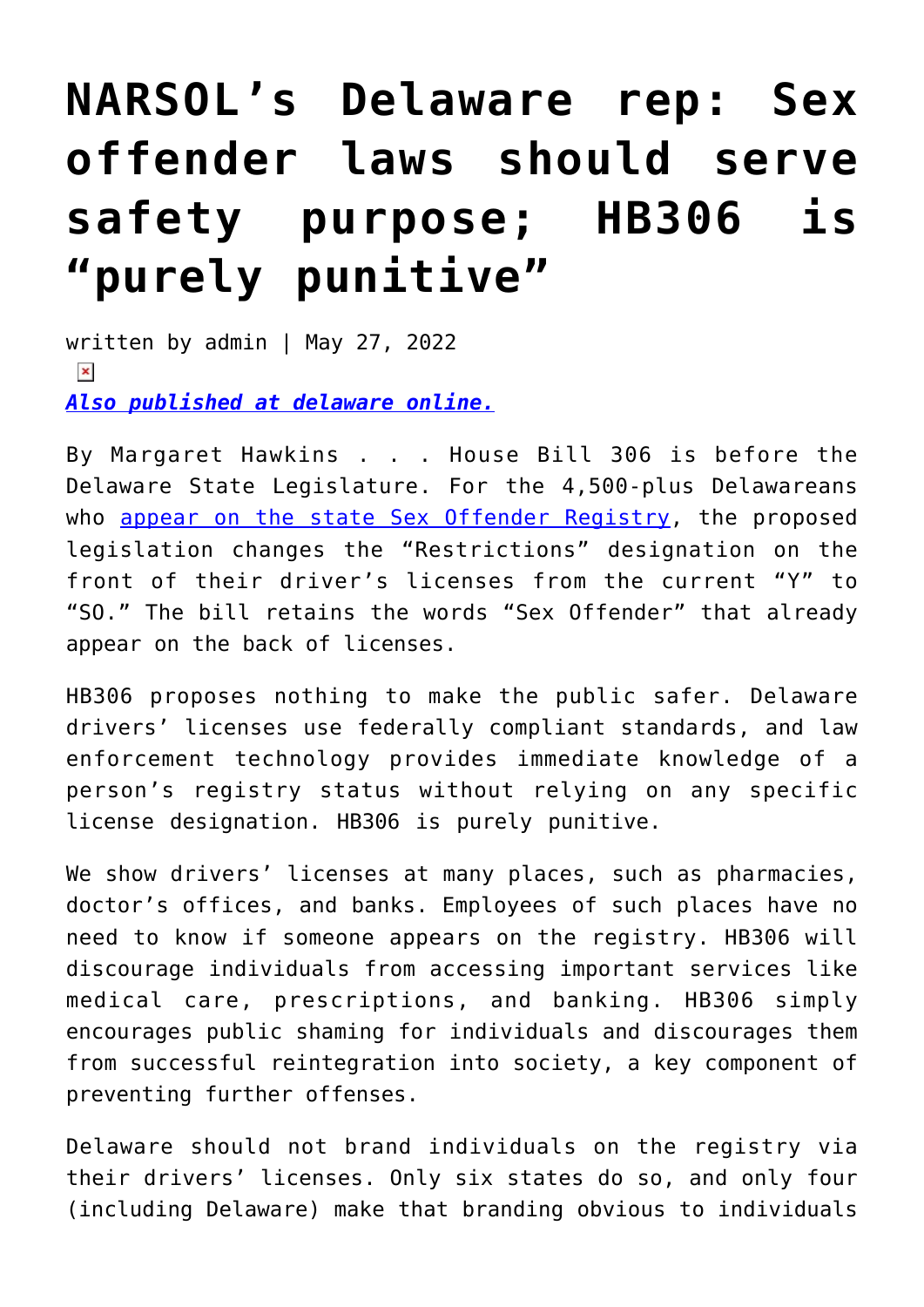# NARSOL's Delaware rep: Sex offender laws should serve safety purpose; HB306 is "purely punitive"

written by admin | May 27, 2022

*[Also published at delaware online.](#)*

By Margaret Hawkins . . . House Bill 306 is before the Delaware State Legislature. For the 4,500-plus Delawareans who [appear on the state Sex Offender Registry](#), the proposed legislation changes the "Restrictions" designation on the front of their driver's licenses from the current "Y" to "SO." The bill retains the words "Sex Offender" that already appear on the back of licenses.

HB306 proposes nothing to make the public safer. Delaware drivers' licenses use federally compliant standards, and law enforcement technology provides immediate knowledge of a person's registry status without relying on any specific license designation. HB306 is purely punitive.

We show drivers' licenses at many places, such as pharmacies, doctor's offices, and banks. Employees of such places have no need to know if someone appears on the registry. HB306 will discourage individuals from accessing important services like medical care, prescriptions, and banking. HB306 simply encourages public shaming for individuals and discourages them from successful reintegration into society, a key component of preventing further offenses.

Delaware should not brand individuals on the registry via their drivers' licenses. Only six states do so, and only four (including Delaware) make that branding obvious to individuals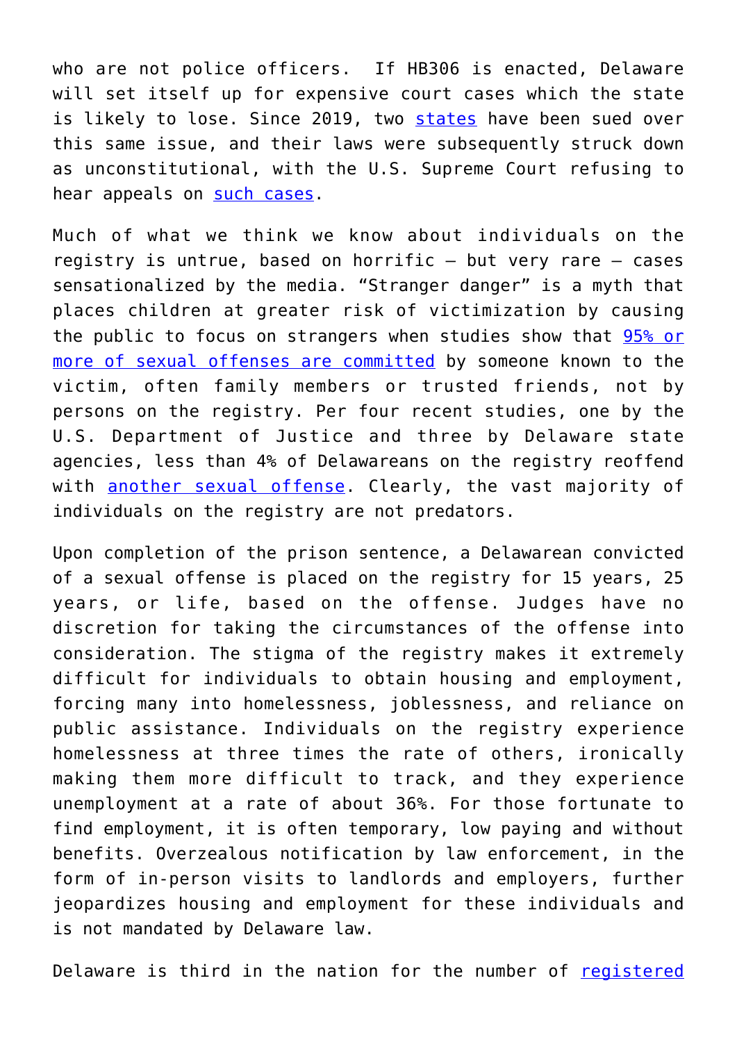who are not police officers. If HB306 is enacted, Delaware will set itself up for expensive court cases which the state is likely to lose. Since 2019, two states have been sued over this same issue, and their laws were subsequently struck down as unconstitutional, with the U.S. Supreme Court refusing to hear appeals on such cases.

Much of what we think we know about individuals on the registry is untrue, based on horrific – but very rare – cases sensationalized by the media. "Stranger danger" is a myth that places children at greater risk of victimization by causing the public to focus on strangers when studies show that 95% or more of sexual offenses are committed by someone known to the victim, often family members or trusted friends, not by persons on the registry. Per four recent studies, one by the U.S. Department of Justice and three by Delaware state agencies, less than 4% of Delawareans on the registry reoffend with another sexual offense. Clearly, the vast majority of individuals on the registry are not predators.

Upon completion of the prison sentence, a Delawarean convicted of a sexual offense is placed on the registry for 15 years, 25 years, or life, based on the offense. Judges have no discretion for taking the circumstances of the offense into consideration. The stigma of the registry makes it extremely difficult for individuals to obtain housing and employment, forcing many into homelessness, joblessness, and reliance on public assistance. Individuals on the registry experience homelessness at three times the rate of others, ironically making them more difficult to track, and they experience unemployment at a rate of about 36%. For those fortunate to find employment, it is often temporary, low paying and without benefits. Overzealous notification by law enforcement, in the form of in-person visits to landlords and employers, further jeopardizes housing and employment for these individuals and is not mandated by Delaware law.

Delaware is third in the nation for the number of registered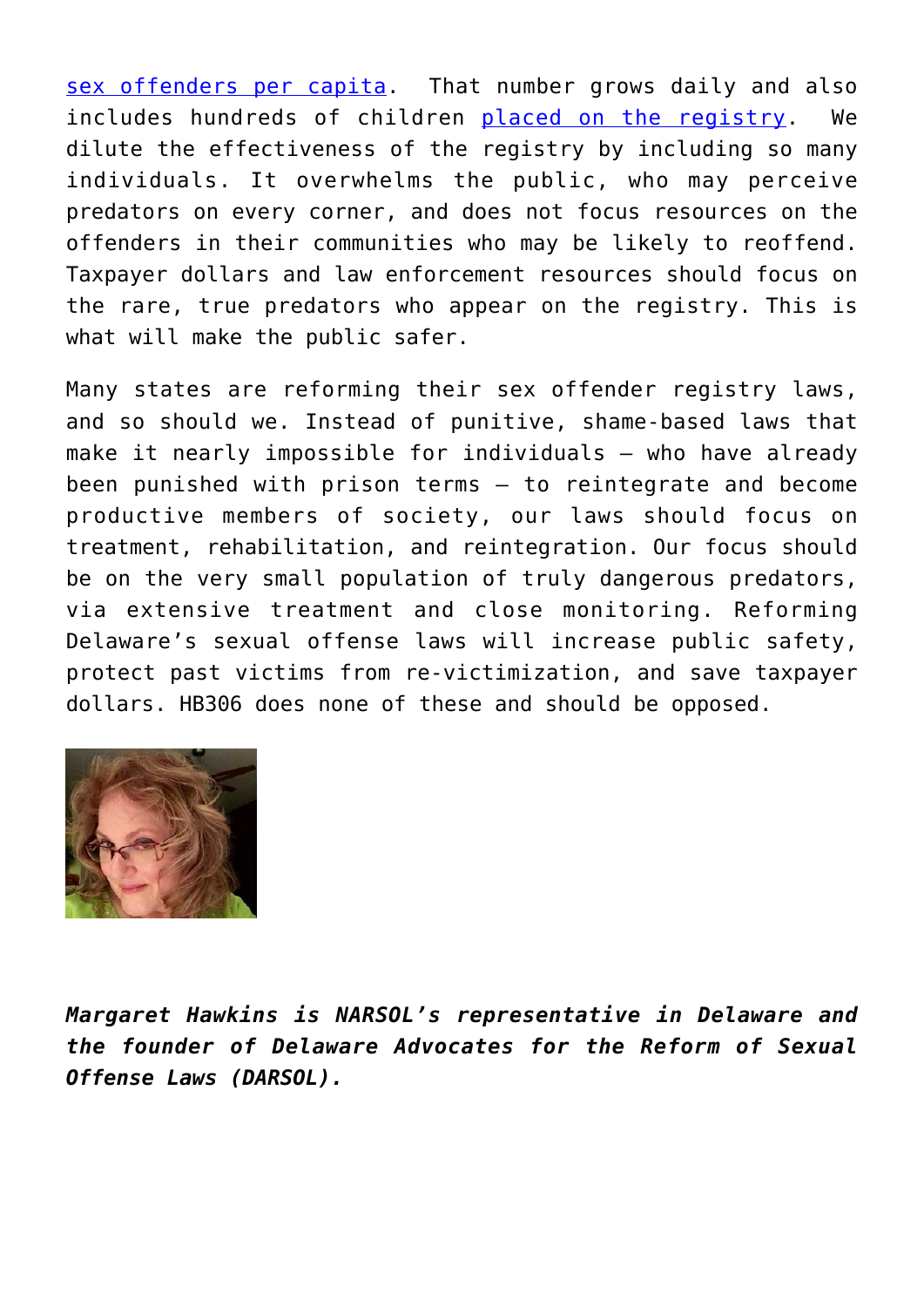sex offenders per capita. That number grows daily and also includes hundreds of children placed on the registry. We dilute the effectiveness of the registry by including so many individuals. It overwhelms the public, who may perceive predators on every corner, and does not focus resources on the offenders in their communities who may be likely to reoffend. Taxpayer dollars and law enforcement resources should focus on the rare, true predators who appear on the registry. This is what will make the public safer.

Many states are reforming their sex offender registry laws, and so should we. Instead of punitive, shame-based laws that make it nearly impossible for individuals – who have already been punished with prison terms – to reintegrate and become productive members of society, our laws should focus on treatment, rehabilitation, and reintegration. Our focus should be on the very small population of truly dangerous predators, via extensive treatment and close monitoring. Reforming Delaware's sexual offense laws will increase public safety, protect past victims from re-victimization, and save taxpayer dollars. HB306 does none of these and should be opposed.

***Margaret Hawkins is NARSOL's representative in Delaware and the founder of Delaware Advocates for the Reform of Sexual Offense Laws (DARSOL).***